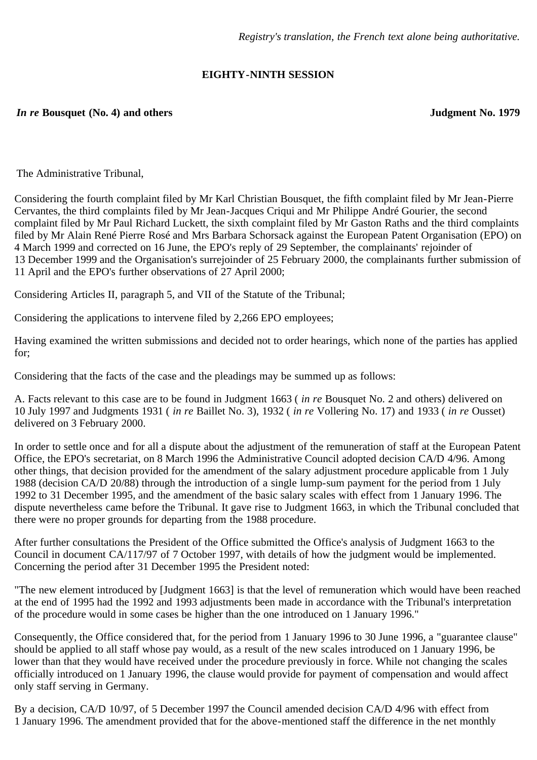*Registry's translation, the French text alone being authoritative.*

**EIGHTY-NINTH SESSION**

***In re* Bousquet (No. 4) and others** **Judgment No. 1979**

The Administrative Tribunal,

Considering the fourth complaint filed by Mr Karl Christian Bousquet, the fifth complaint filed by Mr Jean-Pierre Cervantes, the third complaints filed by Mr Jean-Jacques Criqui and Mr Philippe André Gourier, the second complaint filed by Mr Paul Richard Luckett, the sixth complaint filed by Mr Gaston Raths and the third complaints filed by Mr Alain René Pierre Rosé and Mrs Barbara Schorsack against the European Patent Organisation (EPO) on 4 March 1999 and corrected on 16 June, the EPO's reply of 29 September, the complainants' rejoinder of 13 December 1999 and the Organisation's surrejoinder of 25 February 2000, the complainants further submission of 11 April and the EPO's further observations of 27 April 2000;

Considering Articles II, paragraph 5, and VII of the Statute of the Tribunal;

Considering the applications to intervene filed by 2,266 EPO employees;

Having examined the written submissions and decided not to order hearings, which none of the parties has applied for;

Considering that the facts of the case and the pleadings may be summed up as follows:

A. Facts relevant to this case are to be found in Judgment 1663 ( *in re* Bousquet No. 2 and others) delivered on 10 July 1997 and Judgments 1931 ( *in re* Baillet No. 3), 1932 ( *in re* Vollering No. 17) and 1933 ( *in re* Ousset) delivered on 3 February 2000.

In order to settle once and for all a dispute about the adjustment of the remuneration of staff at the European Patent Office, the EPO's secretariat, on 8 March 1996 the Administrative Council adopted decision CA/D 4/96. Among other things, that decision provided for the amendment of the salary adjustment procedure applicable from 1 July 1988 (decision CA/D 20/88) through the introduction of a single lump-sum payment for the period from 1 July 1992 to 31 December 1995, and the amendment of the basic salary scales with effect from 1 January 1996. The dispute nevertheless came before the Tribunal. It gave rise to Judgment 1663, in which the Tribunal concluded that there were no proper grounds for departing from the 1988 procedure.

After further consultations the President of the Office submitted the Office's analysis of Judgment 1663 to the Council in document CA/117/97 of 7 October 1997, with details of how the judgment would be implemented. Concerning the period after 31 December 1995 the President noted:

"The new element introduced by [Judgment 1663] is that the level of remuneration which would have been reached at the end of 1995 had the 1992 and 1993 adjustments been made in accordance with the Tribunal's interpretation of the procedure would in some cases be higher than the one introduced on 1 January 1996."

Consequently, the Office considered that, for the period from 1 January 1996 to 30 June 1996, a "guarantee clause" should be applied to all staff whose pay would, as a result of the new scales introduced on 1 January 1996, be lower than that they would have received under the procedure previously in force. While not changing the scales officially introduced on 1 January 1996, the clause would provide for payment of compensation and would affect only staff serving in Germany.

By a decision, CA/D 10/97, of 5 December 1997 the Council amended decision CA/D 4/96 with effect from 1 January 1996. The amendment provided that for the above-mentioned staff the difference in the net monthly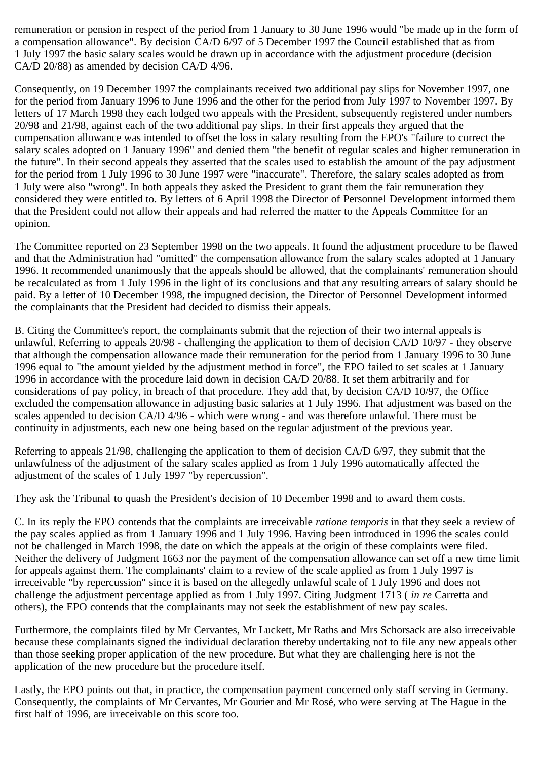remuneration or pension in respect of the period from 1 January to 30 June 1996 would "be made up in the form of a compensation allowance". By decision CA/D 6/97 of 5 December 1997 the Council established that as from 1 July 1997 the basic salary scales would be drawn up in accordance with the adjustment procedure (decision CA/D 20/88) as amended by decision CA/D 4/96.

Consequently, on 19 December 1997 the complainants received two additional pay slips for November 1997, one for the period from January 1996 to June 1996 and the other for the period from July 1997 to November 1997. By letters of 17 March 1998 they each lodged two appeals with the President, subsequently registered under numbers 20/98 and 21/98, against each of the two additional pay slips. In their first appeals they argued that the compensation allowance was intended to offset the loss in salary resulting from the EPO's "failure to correct the salary scales adopted on 1 January 1996" and denied them "the benefit of regular scales and higher remuneration in the future". In their second appeals they asserted that the scales used to establish the amount of the pay adjustment for the period from 1 July 1996 to 30 June 1997 were "inaccurate". Therefore, the salary scales adopted as from 1 July were also "wrong". In both appeals they asked the President to grant them the fair remuneration they considered they were entitled to. By letters of 6 April 1998 the Director of Personnel Development informed them that the President could not allow their appeals and had referred the matter to the Appeals Committee for an opinion.

The Committee reported on 23 September 1998 on the two appeals. It found the adjustment procedure to be flawed and that the Administration had "omitted" the compensation allowance from the salary scales adopted at 1 January 1996. It recommended unanimously that the appeals should be allowed, that the complainants' remuneration should be recalculated as from 1 July 1996 in the light of its conclusions and that any resulting arrears of salary should be paid. By a letter of 10 December 1998, the impugned decision, the Director of Personnel Development informed the complainants that the President had decided to dismiss their appeals.

B. Citing the Committee's report, the complainants submit that the rejection of their two internal appeals is unlawful. Referring to appeals 20/98 - challenging the application to them of decision CA/D 10/97 - they observe that although the compensation allowance made their remuneration for the period from 1 January 1996 to 30 June 1996 equal to "the amount yielded by the adjustment method in force", the EPO failed to set scales at 1 January 1996 in accordance with the procedure laid down in decision CA/D 20/88. It set them arbitrarily and for considerations of pay policy, in breach of that procedure. They add that, by decision CA/D 10/97, the Office excluded the compensation allowance in adjusting basic salaries at 1 July 1996. That adjustment was based on the scales appended to decision CA/D 4/96 - which were wrong - and was therefore unlawful. There must be continuity in adjustments, each new one being based on the regular adjustment of the previous year.

Referring to appeals 21/98, challenging the application to them of decision CA/D 6/97, they submit that the unlawfulness of the adjustment of the salary scales applied as from 1 July 1996 automatically affected the adjustment of the scales of 1 July 1997 "by repercussion".

They ask the Tribunal to quash the President's decision of 10 December 1998 and to award them costs.

C. In its reply the EPO contends that the complaints are irreceivable *ratione temporis* in that they seek a review of the pay scales applied as from 1 January 1996 and 1 July 1996. Having been introduced in 1996 the scales could not be challenged in March 1998, the date on which the appeals at the origin of these complaints were filed. Neither the delivery of Judgment 1663 nor the payment of the compensation allowance can set off a new time limit for appeals against them. The complainants' claim to a review of the scale applied as from 1 July 1997 is irreceivable "by repercussion" since it is based on the allegedly unlawful scale of 1 July 1996 and does not challenge the adjustment percentage applied as from 1 July 1997. Citing Judgment 1713 ( *in re* Carretta and others), the EPO contends that the complainants may not seek the establishment of new pay scales.

Furthermore, the complaints filed by Mr Cervantes, Mr Luckett, Mr Raths and Mrs Schorsack are also irreceivable because these complainants signed the individual declaration thereby undertaking not to file any new appeals other than those seeking proper application of the new procedure. But what they are challenging here is not the application of the new procedure but the procedure itself.

Lastly, the EPO points out that, in practice, the compensation payment concerned only staff serving in Germany. Consequently, the complaints of Mr Cervantes, Mr Gourier and Mr Rosé, who were serving at The Hague in the first half of 1996, are irreceivable on this score too.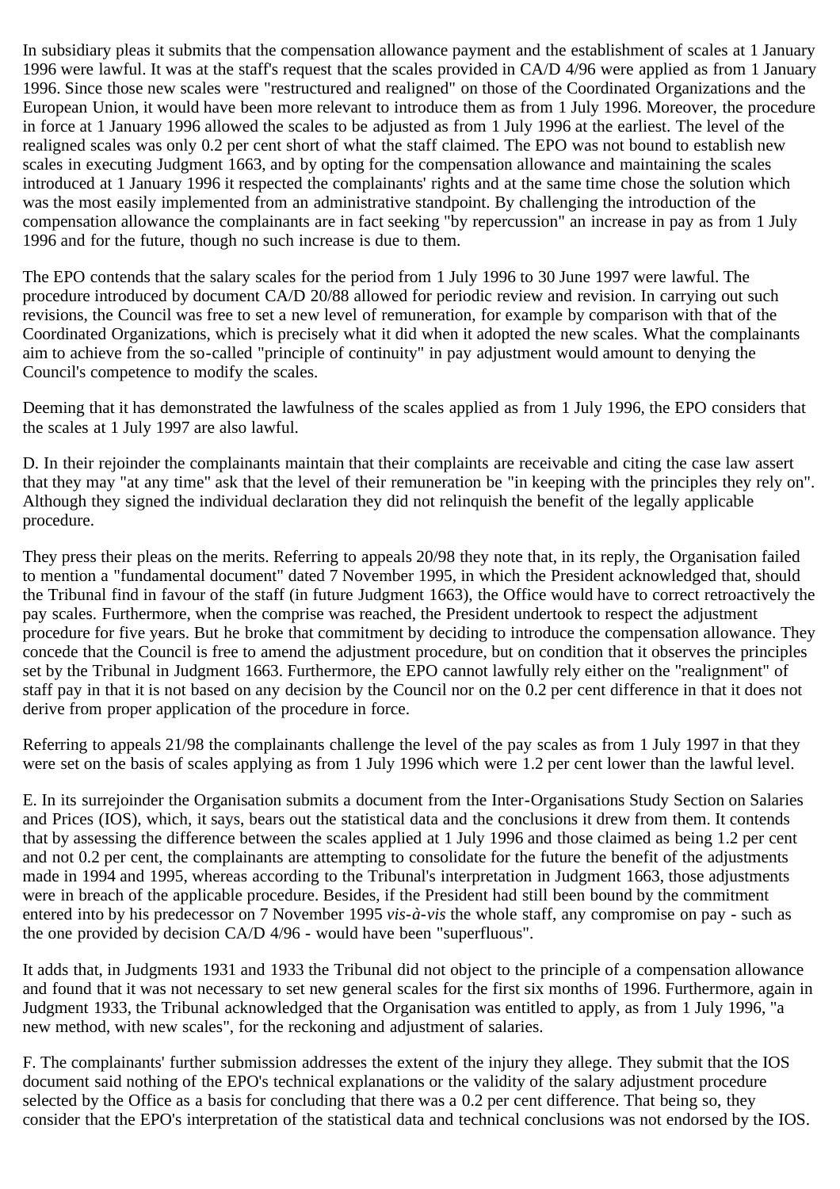In subsidiary pleas it submits that the compensation allowance payment and the establishment of scales at 1 January 1996 were lawful. It was at the staff's request that the scales provided in CA/D 4/96 were applied as from 1 January 1996. Since those new scales were "restructured and realigned" on those of the Coordinated Organizations and the European Union, it would have been more relevant to introduce them as from 1 July 1996. Moreover, the procedure in force at 1 January 1996 allowed the scales to be adjusted as from 1 July 1996 at the earliest. The level of the realigned scales was only 0.2 per cent short of what the staff claimed. The EPO was not bound to establish new scales in executing Judgment 1663, and by opting for the compensation allowance and maintaining the scales introduced at 1 January 1996 it respected the complainants' rights and at the same time chose the solution which was the most easily implemented from an administrative standpoint. By challenging the introduction of the compensation allowance the complainants are in fact seeking "by repercussion" an increase in pay as from 1 July 1996 and for the future, though no such increase is due to them.

The EPO contends that the salary scales for the period from 1 July 1996 to 30 June 1997 were lawful. The procedure introduced by document CA/D 20/88 allowed for periodic review and revision. In carrying out such revisions, the Council was free to set a new level of remuneration, for example by comparison with that of the Coordinated Organizations, which is precisely what it did when it adopted the new scales. What the complainants aim to achieve from the so-called "principle of continuity" in pay adjustment would amount to denying the Council's competence to modify the scales.

Deeming that it has demonstrated the lawfulness of the scales applied as from 1 July 1996, the EPO considers that the scales at 1 July 1997 are also lawful.

D. In their rejoinder the complainants maintain that their complaints are receivable and citing the case law assert that they may "at any time" ask that the level of their remuneration be "in keeping with the principles they rely on". Although they signed the individual declaration they did not relinquish the benefit of the legally applicable procedure.

They press their pleas on the merits. Referring to appeals 20/98 they note that, in its reply, the Organisation failed to mention a "fundamental document" dated 7 November 1995, in which the President acknowledged that, should the Tribunal find in favour of the staff (in future Judgment 1663), the Office would have to correct retroactively the pay scales. Furthermore, when the comprise was reached, the President undertook to respect the adjustment procedure for five years. But he broke that commitment by deciding to introduce the compensation allowance. They concede that the Council is free to amend the adjustment procedure, but on condition that it observes the principles set by the Tribunal in Judgment 1663. Furthermore, the EPO cannot lawfully rely either on the "realignment" of staff pay in that it is not based on any decision by the Council nor on the 0.2 per cent difference in that it does not derive from proper application of the procedure in force.

Referring to appeals 21/98 the complainants challenge the level of the pay scales as from 1 July 1997 in that they were set on the basis of scales applying as from 1 July 1996 which were 1.2 per cent lower than the lawful level.

E. In its surrejoinder the Organisation submits a document from the Inter-Organisations Study Section on Salaries and Prices (IOS), which, it says, bears out the statistical data and the conclusions it drew from them. It contends that by assessing the difference between the scales applied at 1 July 1996 and those claimed as being 1.2 per cent and not 0.2 per cent, the complainants are attempting to consolidate for the future the benefit of the adjustments made in 1994 and 1995, whereas according to the Tribunal's interpretation in Judgment 1663, those adjustments were in breach of the applicable procedure. Besides, if the President had still been bound by the commitment entered into by his predecessor on 7 November 1995 *vis-à-vis* the whole staff, any compromise on pay - such as the one provided by decision CA/D 4/96 - would have been "superfluous".

It adds that, in Judgments 1931 and 1933 the Tribunal did not object to the principle of a compensation allowance and found that it was not necessary to set new general scales for the first six months of 1996. Furthermore, again in Judgment 1933, the Tribunal acknowledged that the Organisation was entitled to apply, as from 1 July 1996, "a new method, with new scales", for the reckoning and adjustment of salaries.

F. The complainants' further submission addresses the extent of the injury they allege. They submit that the IOS document said nothing of the EPO's technical explanations or the validity of the salary adjustment procedure selected by the Office as a basis for concluding that there was a 0.2 per cent difference. That being so, they consider that the EPO's interpretation of the statistical data and technical conclusions was not endorsed by the IOS.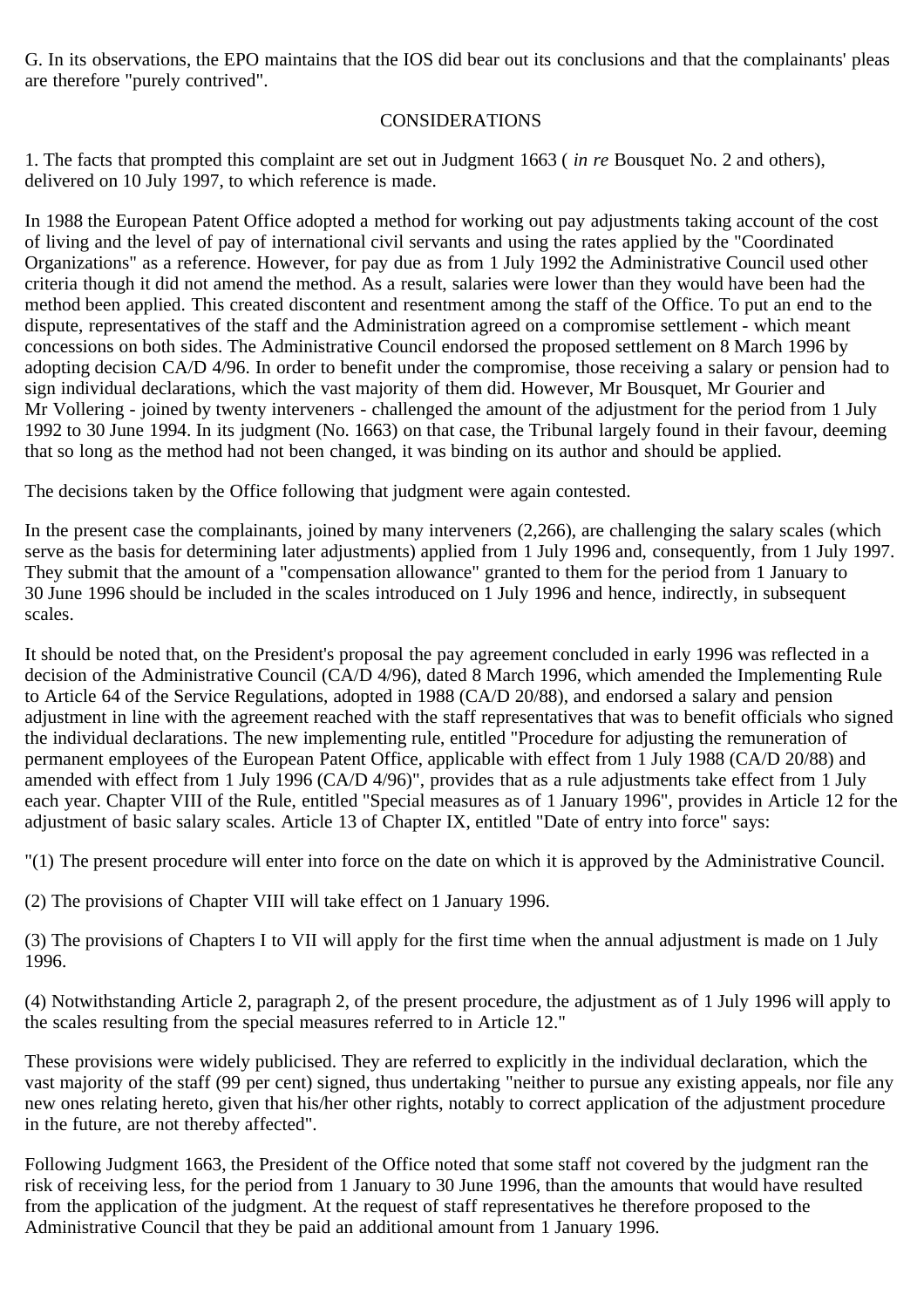G. In its observations, the EPO maintains that the IOS did bear out its conclusions and that the complainants' pleas are therefore "purely contrived".

CONSIDERATIONS

1. The facts that prompted this complaint are set out in Judgment 1663 ( *in re* Bousquet No. 2 and others), delivered on 10 July 1997, to which reference is made.

In 1988 the European Patent Office adopted a method for working out pay adjustments taking account of the cost of living and the level of pay of international civil servants and using the rates applied by the "Coordinated Organizations" as a reference. However, for pay due as from 1 July 1992 the Administrative Council used other criteria though it did not amend the method. As a result, salaries were lower than they would have been had the method been applied. This created discontent and resentment among the staff of the Office. To put an end to the dispute, representatives of the staff and the Administration agreed on a compromise settlement - which meant concessions on both sides. The Administrative Council endorsed the proposed settlement on 8 March 1996 by adopting decision CA/D 4/96. In order to benefit under the compromise, those receiving a salary or pension had to sign individual declarations, which the vast majority of them did. However, Mr Bousquet, Mr Gourier and Mr Vollering - joined by twenty interveners - challenged the amount of the adjustment for the period from 1 July 1992 to 30 June 1994. In its judgment (No. 1663) on that case, the Tribunal largely found in their favour, deeming that so long as the method had not been changed, it was binding on its author and should be applied.

The decisions taken by the Office following that judgment were again contested.

In the present case the complainants, joined by many interveners (2,266), are challenging the salary scales (which serve as the basis for determining later adjustments) applied from 1 July 1996 and, consequently, from 1 July 1997. They submit that the amount of a "compensation allowance" granted to them for the period from 1 January to 30 June 1996 should be included in the scales introduced on 1 July 1996 and hence, indirectly, in subsequent scales.

It should be noted that, on the President's proposal the pay agreement concluded in early 1996 was reflected in a decision of the Administrative Council (CA/D 4/96), dated 8 March 1996, which amended the Implementing Rule to Article 64 of the Service Regulations, adopted in 1988 (CA/D 20/88), and endorsed a salary and pension adjustment in line with the agreement reached with the staff representatives that was to benefit officials who signed the individual declarations. The new implementing rule, entitled "Procedure for adjusting the remuneration of permanent employees of the European Patent Office, applicable with effect from 1 July 1988 (CA/D 20/88) and amended with effect from 1 July 1996 (CA/D 4/96)", provides that as a rule adjustments take effect from 1 July each year. Chapter VIII of the Rule, entitled "Special measures as of 1 January 1996", provides in Article 12 for the adjustment of basic salary scales. Article 13 of Chapter IX, entitled "Date of entry into force" says:

"(1) The present procedure will enter into force on the date on which it is approved by the Administrative Council.

(2) The provisions of Chapter VIII will take effect on 1 January 1996.

(3) The provisions of Chapters I to VII will apply for the first time when the annual adjustment is made on 1 July 1996.

(4) Notwithstanding Article 2, paragraph 2, of the present procedure, the adjustment as of 1 July 1996 will apply to the scales resulting from the special measures referred to in Article 12."

These provisions were widely publicised. They are referred to explicitly in the individual declaration, which the vast majority of the staff (99 per cent) signed, thus undertaking "neither to pursue any existing appeals, nor file any new ones relating hereto, given that his/her other rights, notably to correct application of the adjustment procedure in the future, are not thereby affected".

Following Judgment 1663, the President of the Office noted that some staff not covered by the judgment ran the risk of receiving less, for the period from 1 January to 30 June 1996, than the amounts that would have resulted from the application of the judgment. At the request of staff representatives he therefore proposed to the Administrative Council that they be paid an additional amount from 1 January 1996.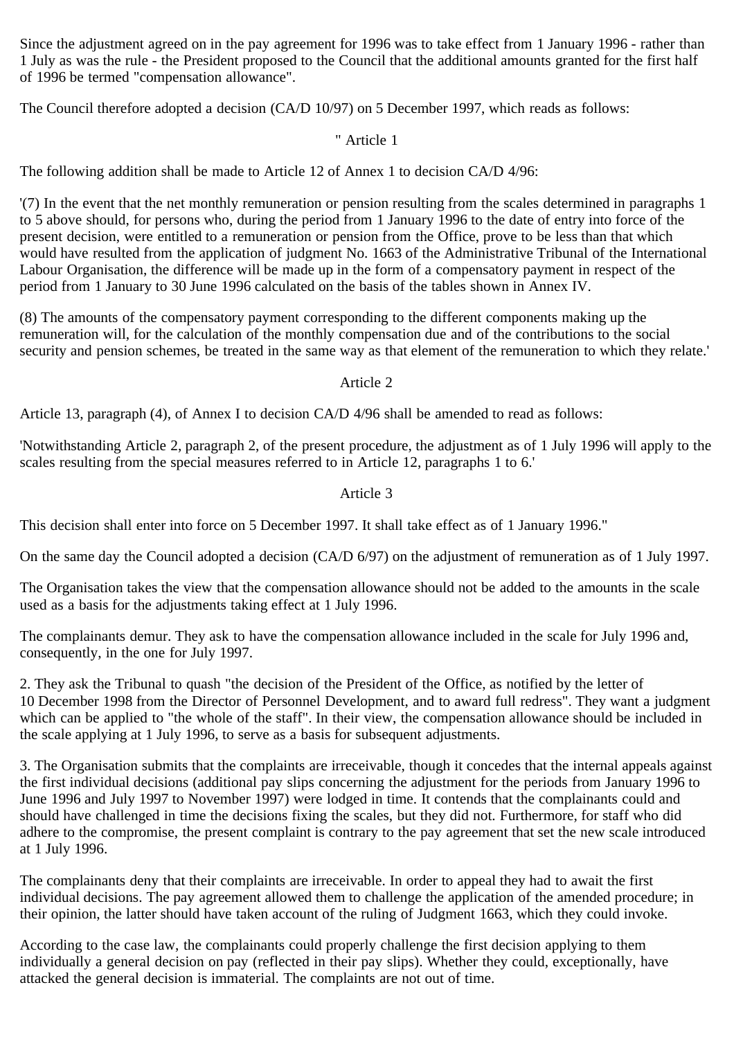Since the adjustment agreed on in the pay agreement for 1996 was to take effect from 1 January 1996 - rather than 1 July as was the rule - the President proposed to the Council that the additional amounts granted for the first half of 1996 be termed "compensation allowance".

The Council therefore adopted a decision (CA/D 10/97) on 5 December 1997, which reads as follows:

" Article 1

The following addition shall be made to Article 12 of Annex 1 to decision CA/D 4/96:

'(7) In the event that the net monthly remuneration or pension resulting from the scales determined in paragraphs 1 to 5 above should, for persons who, during the period from 1 January 1996 to the date of entry into force of the present decision, were entitled to a remuneration or pension from the Office, prove to be less than that which would have resulted from the application of judgment No. 1663 of the Administrative Tribunal of the International Labour Organisation, the difference will be made up in the form of a compensatory payment in respect of the period from 1 January to 30 June 1996 calculated on the basis of the tables shown in Annex IV.

(8) The amounts of the compensatory payment corresponding to the different components making up the remuneration will, for the calculation of the monthly compensation due and of the contributions to the social security and pension schemes, be treated in the same way as that element of the remuneration to which they relate.'

Article 2

Article 13, paragraph (4), of Annex I to decision CA/D 4/96 shall be amended to read as follows:

'Notwithstanding Article 2, paragraph 2, of the present procedure, the adjustment as of 1 July 1996 will apply to the scales resulting from the special measures referred to in Article 12, paragraphs 1 to 6.'

Article 3

This decision shall enter into force on 5 December 1997. It shall take effect as of 1 January 1996."

On the same day the Council adopted a decision (CA/D 6/97) on the adjustment of remuneration as of 1 July 1997.

The Organisation takes the view that the compensation allowance should not be added to the amounts in the scale used as a basis for the adjustments taking effect at 1 July 1996.

The complainants demur. They ask to have the compensation allowance included in the scale for July 1996 and, consequently, in the one for July 1997.

2. They ask the Tribunal to quash "the decision of the President of the Office, as notified by the letter of 10 December 1998 from the Director of Personnel Development, and to award full redress". They want a judgment which can be applied to "the whole of the staff". In their view, the compensation allowance should be included in the scale applying at 1 July 1996, to serve as a basis for subsequent adjustments.

3. The Organisation submits that the complaints are irreceivable, though it concedes that the internal appeals against the first individual decisions (additional pay slips concerning the adjustment for the periods from January 1996 to June 1996 and July 1997 to November 1997) were lodged in time. It contends that the complainants could and should have challenged in time the decisions fixing the scales, but they did not. Furthermore, for staff who did adhere to the compromise, the present complaint is contrary to the pay agreement that set the new scale introduced at 1 July 1996.

The complainants deny that their complaints are irreceivable. In order to appeal they had to await the first individual decisions. The pay agreement allowed them to challenge the application of the amended procedure; in their opinion, the latter should have taken account of the ruling of Judgment 1663, which they could invoke.

According to the case law, the complainants could properly challenge the first decision applying to them individually a general decision on pay (reflected in their pay slips). Whether they could, exceptionally, have attacked the general decision is immaterial. The complaints are not out of time.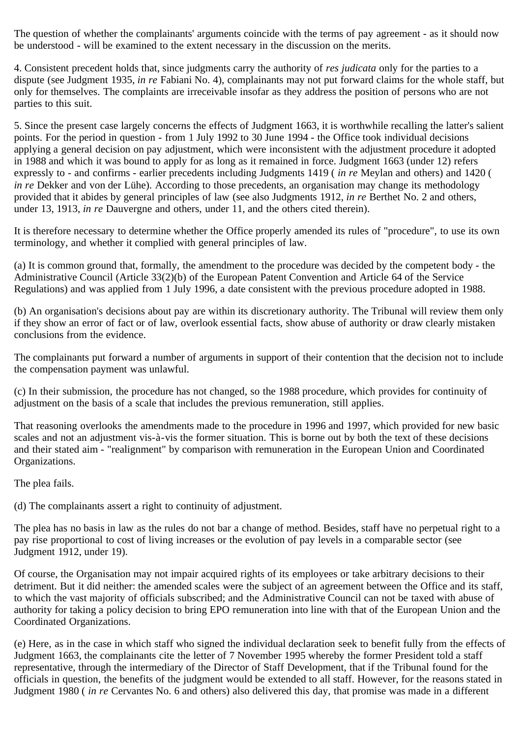The question of whether the complainants' arguments coincide with the terms of pay agreement - as it should now be understood - will be examined to the extent necessary in the discussion on the merits.

4. Consistent precedent holds that, since judgments carry the authority of *res judicata* only for the parties to a dispute (see Judgment 1935, *in re* Fabiani No. 4), complainants may not put forward claims for the whole staff, but only for themselves. The complaints are irreceivable insofar as they address the position of persons who are not parties to this suit.

5. Since the present case largely concerns the effects of Judgment 1663, it is worthwhile recalling the latter's salient points. For the period in question - from 1 July 1992 to 30 June 1994 - the Office took individual decisions applying a general decision on pay adjustment, which were inconsistent with the adjustment procedure it adopted in 1988 and which it was bound to apply for as long as it remained in force. Judgment 1663 (under 12) refers expressly to - and confirms - earlier precedents including Judgments 1419 ( *in re* Meylan and others) and 1420 ( *in re* Dekker and von der Lühe). According to those precedents, an organisation may change its methodology provided that it abides by general principles of law (see also Judgments 1912, *in re* Berthet No. 2 and others, under 13, 1913, *in re* Dauvergne and others, under 11, and the others cited therein).

It is therefore necessary to determine whether the Office properly amended its rules of "procedure", to use its own terminology, and whether it complied with general principles of law.

(a) It is common ground that, formally, the amendment to the procedure was decided by the competent body - the Administrative Council (Article 33(2)(b) of the European Patent Convention and Article 64 of the Service Regulations) and was applied from 1 July 1996, a date consistent with the previous procedure adopted in 1988.

(b) An organisation's decisions about pay are within its discretionary authority. The Tribunal will review them only if they show an error of fact or of law, overlook essential facts, show abuse of authority or draw clearly mistaken conclusions from the evidence.

The complainants put forward a number of arguments in support of their contention that the decision not to include the compensation payment was unlawful.

(c) In their submission, the procedure has not changed, so the 1988 procedure, which provides for continuity of adjustment on the basis of a scale that includes the previous remuneration, still applies.

That reasoning overlooks the amendments made to the procedure in 1996 and 1997, which provided for new basic scales and not an adjustment vis-à-vis the former situation. This is borne out by both the text of these decisions and their stated aim - "realignment" by comparison with remuneration in the European Union and Coordinated Organizations.

The plea fails.

(d) The complainants assert a right to continuity of adjustment.

The plea has no basis in law as the rules do not bar a change of method. Besides, staff have no perpetual right to a pay rise proportional to cost of living increases or the evolution of pay levels in a comparable sector (see Judgment 1912, under 19).

Of course, the Organisation may not impair acquired rights of its employees or take arbitrary decisions to their detriment. But it did neither: the amended scales were the subject of an agreement between the Office and its staff, to which the vast majority of officials subscribed; and the Administrative Council can not be taxed with abuse of authority for taking a policy decision to bring EPO remuneration into line with that of the European Union and the Coordinated Organizations.

(e) Here, as in the case in which staff who signed the individual declaration seek to benefit fully from the effects of Judgment 1663, the complainants cite the letter of 7 November 1995 whereby the former President told a staff representative, through the intermediary of the Director of Staff Development, that if the Tribunal found for the officials in question, the benefits of the judgment would be extended to all staff. However, for the reasons stated in Judgment 1980 ( *in re* Cervantes No. 6 and others) also delivered this day, that promise was made in a different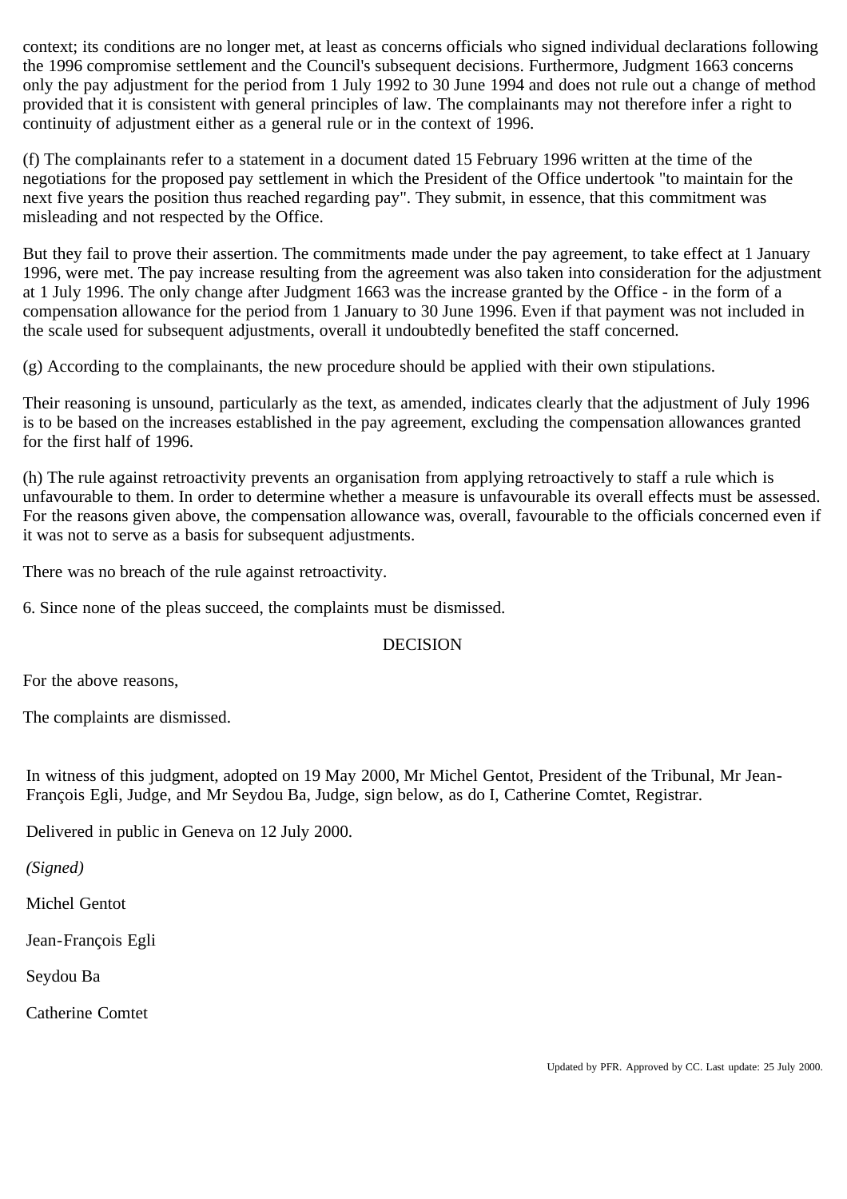context; its conditions are no longer met, at least as concerns officials who signed individual declarations following the 1996 compromise settlement and the Council's subsequent decisions. Furthermore, Judgment 1663 concerns only the pay adjustment for the period from 1 July 1992 to 30 June 1994 and does not rule out a change of method provided that it is consistent with general principles of law. The complainants may not therefore infer a right to continuity of adjustment either as a general rule or in the context of 1996.

(f) The complainants refer to a statement in a document dated 15 February 1996 written at the time of the negotiations for the proposed pay settlement in which the President of the Office undertook "to maintain for the next five years the position thus reached regarding pay". They submit, in essence, that this commitment was misleading and not respected by the Office.

But they fail to prove their assertion. The commitments made under the pay agreement, to take effect at 1 January 1996, were met. The pay increase resulting from the agreement was also taken into consideration for the adjustment at 1 July 1996. The only change after Judgment 1663 was the increase granted by the Office - in the form of a compensation allowance for the period from 1 January to 30 June 1996. Even if that payment was not included in the scale used for subsequent adjustments, overall it undoubtedly benefited the staff concerned.

(g) According to the complainants, the new procedure should be applied with their own stipulations.

Their reasoning is unsound, particularly as the text, as amended, indicates clearly that the adjustment of July 1996 is to be based on the increases established in the pay agreement, excluding the compensation allowances granted for the first half of 1996.

(h) The rule against retroactivity prevents an organisation from applying retroactively to staff a rule which is unfavourable to them. In order to determine whether a measure is unfavourable its overall effects must be assessed. For the reasons given above, the compensation allowance was, overall, favourable to the officials concerned even if it was not to serve as a basis for subsequent adjustments.

There was no breach of the rule against retroactivity.

6. Since none of the pleas succeed, the complaints must be dismissed.

DECISION

For the above reasons,

The complaints are dismissed.

In witness of this judgment, adopted on 19 May 2000, Mr Michel Gentot, President of the Tribunal, Mr Jean-François Egli, Judge, and Mr Seydou Ba, Judge, sign below, as do I, Catherine Comtet, Registrar.

Delivered in public in Geneva on 12 July 2000.

*(Signed)*

Michel Gentot

Jean-François Egli

Seydou Ba

Catherine Comtet

Updated by PFR. Approved by CC. Last update: 25 July 2000.